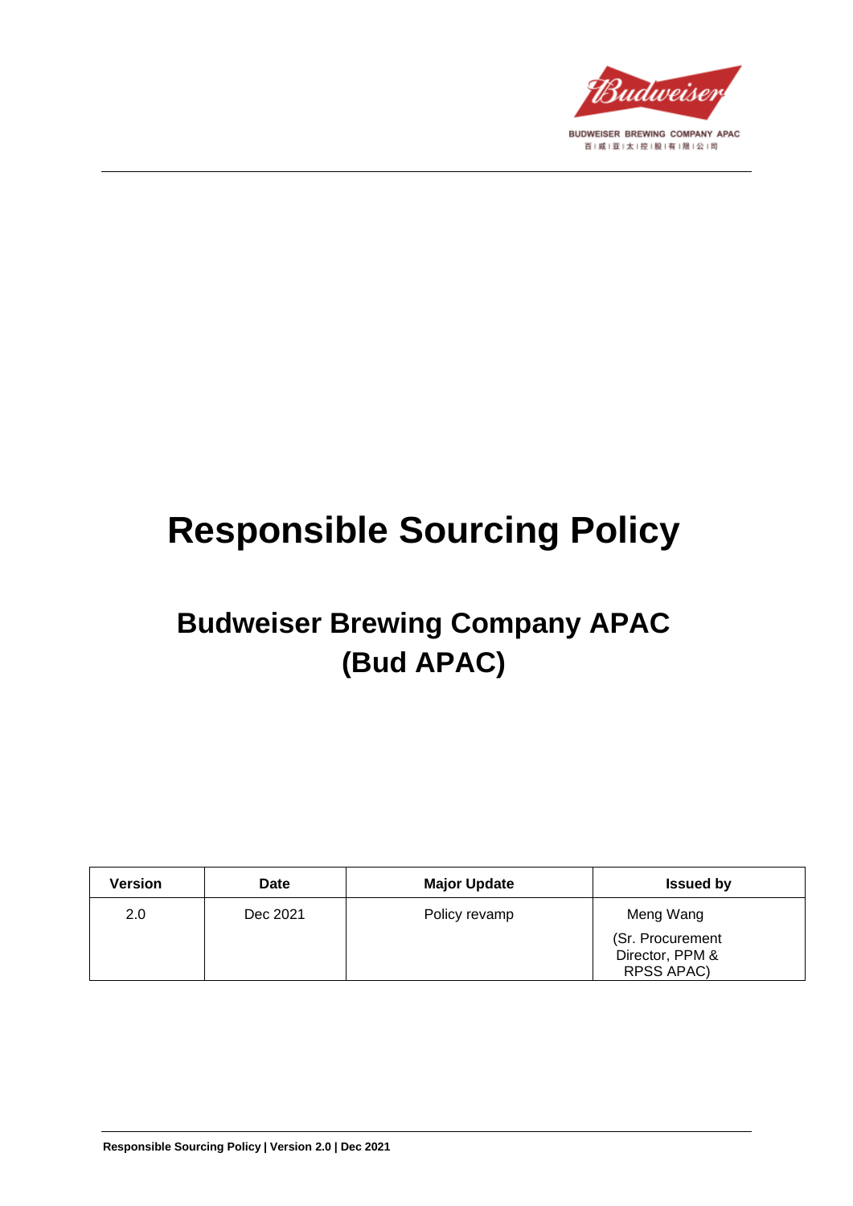BUDWEISER BREWING COMPANY APAC

百威亚太控股有限公司

# Responsible Sourcing Policy

## Budweiser Brewing Company APAC (Bud APAC)

| Version | Date | Major Update | Issued by |
| --- | --- | --- | --- |
| 2.0 | Dec 2021 | Policy revamp | Meng Wang (Sr. Procurement Director, PPM & RPSS APAC) |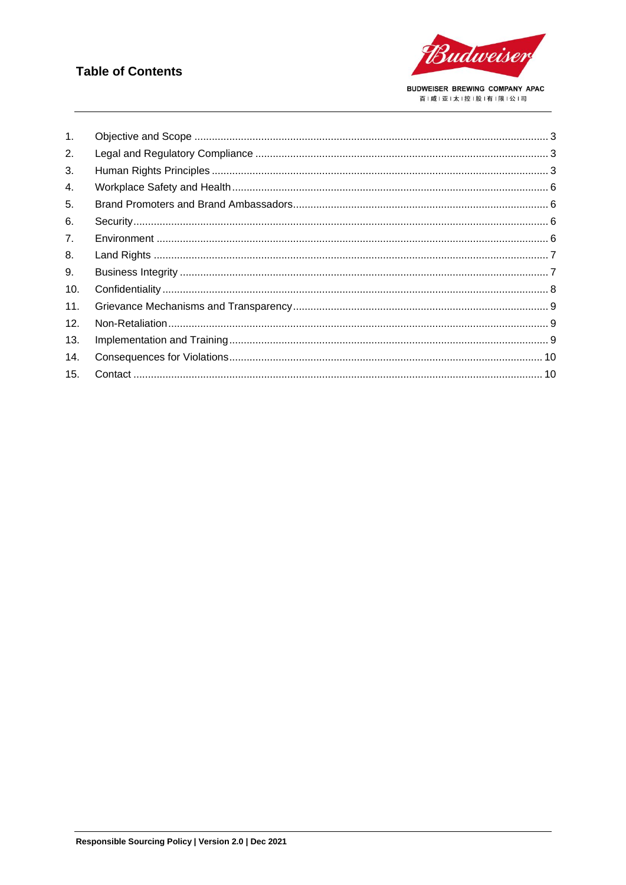## Table of Contents

1. Objective and Scope ........................................................ 3
2. Legal and Regulatory Compliance ........................................................ 3
3. Human Rights Principles ........................................................ 3
4. Workplace Safety and Health ........................................................ 6
5. Brand Promoters and Brand Ambassadors ........................................................ 6
6. Security ........................................................ 6
7. Environment ........................................................ 6
8. Land Rights ........................................................ 7
9. Business Integrity ........................................................ 7
10. Confidentiality ........................................................ 8
11. Grievance Mechanisms and Transparency ........................................................ 9
12. Non-Retaliation ........................................................ 9
13. Implementation and Training ........................................................ 9
14. Consequences for Violations ........................................................ 10
15. Contact ........................................................ 10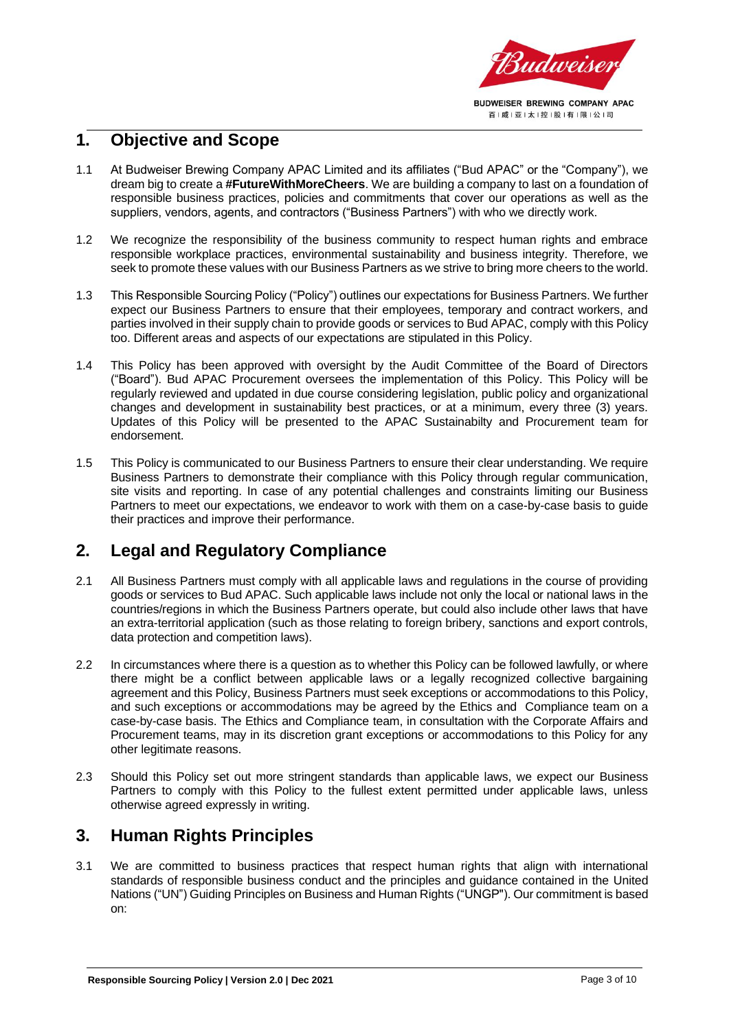## 1. Objective and Scope

1.1 At Budweiser Brewing Company APAC Limited and its affiliates ("Bud APAC" or the "Company"), we dream big to create a **#FutureWithMoreCheers**. We are building a company to last on a foundation of responsible business practices, policies and commitments that cover our operations as well as the suppliers, vendors, agents, and contractors ("Business Partners") with who we directly work.

1.2 We recognize the responsibility of the business community to respect human rights and embrace responsible workplace practices, environmental sustainability and business integrity. Therefore, we seek to promote these values with our Business Partners as we strive to bring more cheers to the world.

1.3 This Responsible Sourcing Policy ("Policy") outlines our expectations for Business Partners. We further expect our Business Partners to ensure that their employees, temporary and contract workers, and parties involved in their supply chain to provide goods or services to Bud APAC, comply with this Policy too. Different areas and aspects of our expectations are stipulated in this Policy.

1.4 This Policy has been approved with oversight by the Audit Committee of the Board of Directors ("Board"). Bud APAC Procurement oversees the implementation of this Policy. This Policy will be regularly reviewed and updated in due course considering legislation, public policy and organizational changes and development in sustainability best practices, or at a minimum, every three (3) years. Updates of this Policy will be presented to the APAC Sustainabilty and Procurement team for endorsement.

1.5 This Policy is communicated to our Business Partners to ensure their clear understanding. We require Business Partners to demonstrate their compliance with this Policy through regular communication, site visits and reporting. In case of any potential challenges and constraints limiting our Business Partners to meet our expectations, we endeavor to work with them on a case-by-case basis to guide their practices and improve their performance.

## 2. Legal and Regulatory Compliance

2.1 All Business Partners must comply with all applicable laws and regulations in the course of providing goods or services to Bud APAC. Such applicable laws include not only the local or national laws in the countries/regions in which the Business Partners operate, but could also include other laws that have an extra-territorial application (such as those relating to foreign bribery, sanctions and export controls, data protection and competition laws).

2.2 In circumstances where there is a question as to whether this Policy can be followed lawfully, or where there might be a conflict between applicable laws or a legally recognized collective bargaining agreement and this Policy, Business Partners must seek exceptions or accommodations to this Policy, and such exceptions or accommodations may be agreed by the Ethics and Compliance team on a case-by-case basis. The Ethics and Compliance team, in consultation with the Corporate Affairs and Procurement teams, may in its discretion grant exceptions or accommodations to this Policy for any other legitimate reasons.

2.3 Should this Policy set out more stringent standards than applicable laws, we expect our Business Partners to comply with this Policy to the fullest extent permitted under applicable laws, unless otherwise agreed expressly in writing.

## 3. Human Rights Principles

3.1 We are committed to business practices that respect human rights that align with international standards of responsible business conduct and the principles and guidance contained in the United Nations ("UN") Guiding Principles on Business and Human Rights ("UNGP"). Our commitment is based on: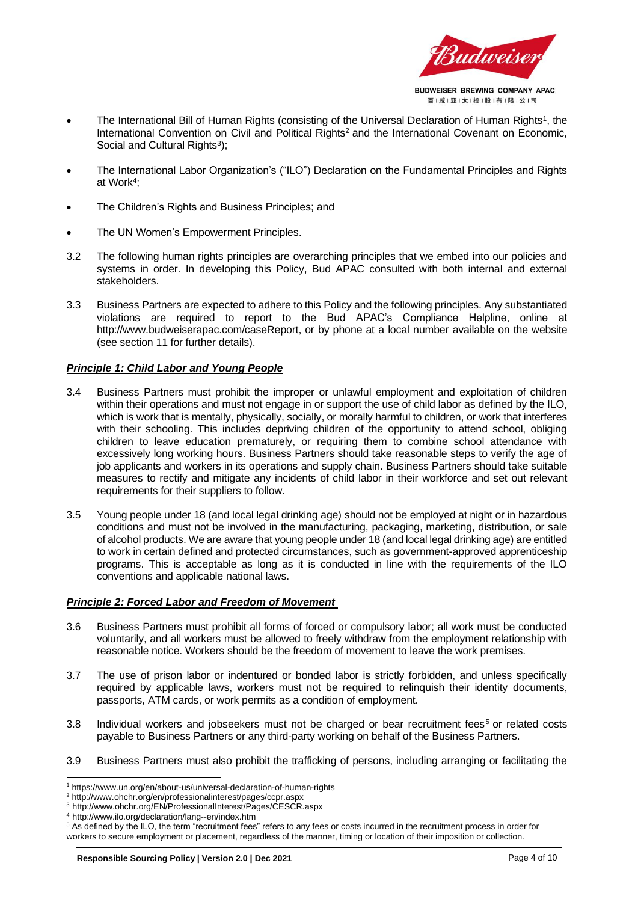- The International Bill of Human Rights (consisting of the Universal Declaration of Human Rights[1], the International Convention on Civil and Political Rights[2] and the International Covenant on Economic, Social and Cultural Rights[3]);
- The International Labor Organization's ("ILO") Declaration on the Fundamental Principles and Rights at Work[4];
- The Children's Rights and Business Principles; and
- The UN Women's Empowerment Principles.

3.2 The following human rights principles are overarching principles that we embed into our policies and systems in order. In developing this Policy, Bud APAC consulted with both internal and external stakeholders.

3.3 Business Partners are expected to adhere to this Policy and the following principles. Any substantiated violations are required to report to the Bud APAC's Compliance Helpline, online at http://www.budweiserapac.com/caseReport, or by phone at a local number available on the website (see section 11 for further details).

***Principle 1: Child Labor and Young People***

3.4 Business Partners must prohibit the improper or unlawful employment and exploitation of children within their operations and must not engage in or support the use of child labor as defined by the ILO, which is work that is mentally, physically, socially, or morally harmful to children, or work that interferes with their schooling. This includes depriving children of the opportunity to attend school, obliging children to leave education prematurely, or requiring them to combine school attendance with excessively long working hours. Business Partners should take reasonable steps to verify the age of job applicants and workers in its operations and supply chain. Business Partners should take suitable measures to rectify and mitigate any incidents of child labor in their workforce and set out relevant requirements for their suppliers to follow.

3.5 Young people under 18 (and local legal drinking age) should not be employed at night or in hazardous conditions and must not be involved in the manufacturing, packaging, marketing, distribution, or sale of alcohol products. We are aware that young people under 18 (and local legal drinking age) are entitled to work in certain defined and protected circumstances, such as government-approved apprenticeship programs. This is acceptable as long as it is conducted in line with the requirements of the ILO conventions and applicable national laws.

***Principle 2: Forced Labor and Freedom of Movement***

3.6 Business Partners must prohibit all forms of forced or compulsory labor; all work must be conducted voluntarily, and all workers must be allowed to freely withdraw from the employment relationship with reasonable notice. Workers should be the freedom of movement to leave the work premises.

3.7 The use of prison labor or indentured or bonded labor is strictly forbidden, and unless specifically required by applicable laws, workers must not be required to relinquish their identity documents, passports, ATM cards, or work permits as a condition of employment.

3.8 Individual workers and jobseekers must not be charged or bear recruitment fees[5] or related costs payable to Business Partners or any third-party working on behalf of the Business Partners.

3.9 Business Partners must also prohibit the trafficking of persons, including arranging or facilitating the

---

[1] https://www.un.org/en/about-us/universal-declaration-of-human-rights

[2] http://www.ohchr.org/en/professionalinterest/pages/ccpr.aspx

[3] http://www.ohchr.org/EN/ProfessionalInterest/Pages/CESCR.aspx

[4] http://www.ilo.org/declaration/lang--en/index.htm

[5] As defined by the ILO, the term "recruitment fees" refers to any fees or costs incurred in the recruitment process in order for workers to secure employment or placement, regardless of the manner, timing or location of their imposition or collection.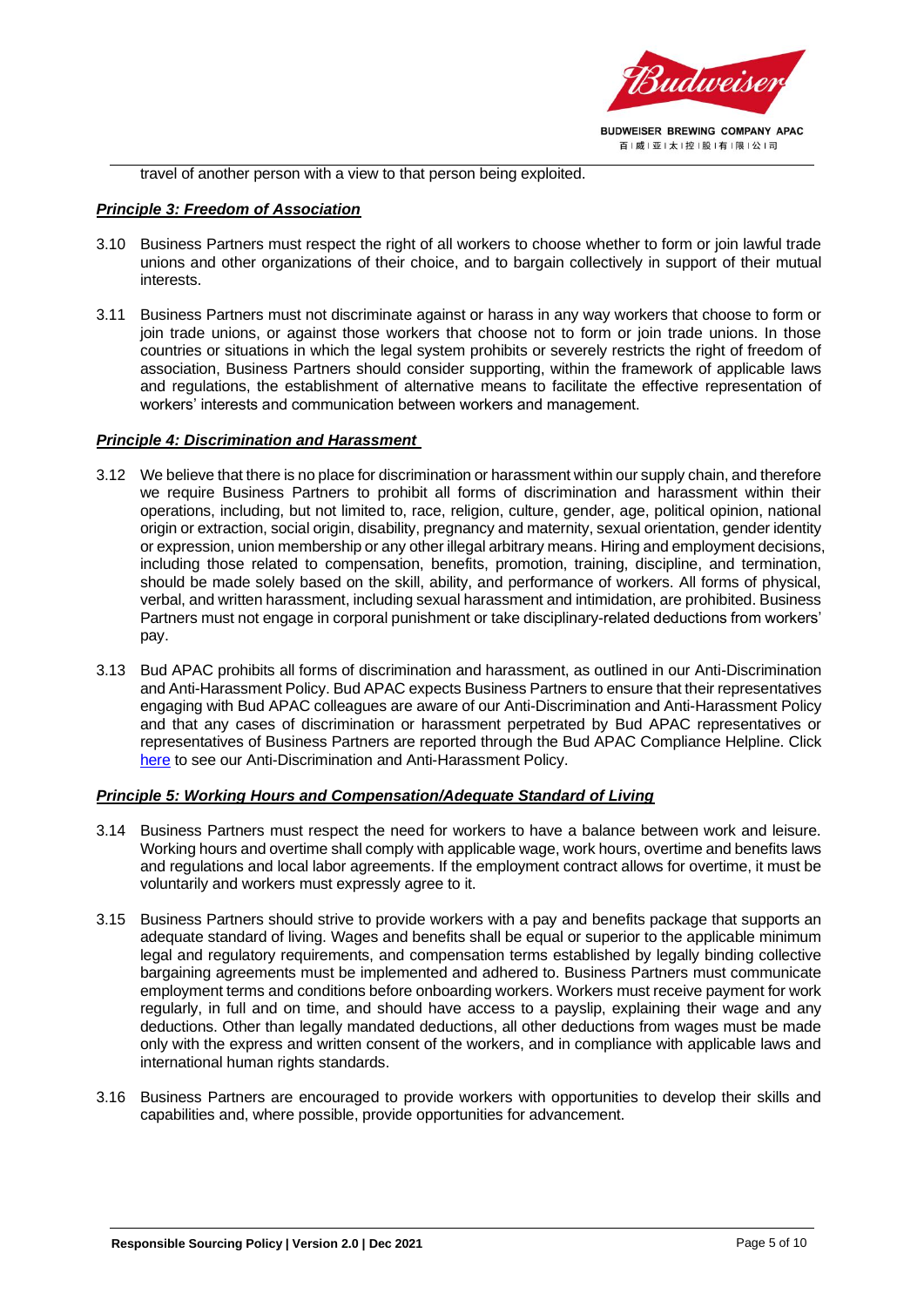travel of another person with a view to that person being exploited.

***Principle 3: Freedom of Association***

3.10 Business Partners must respect the right of all workers to choose whether to form or join lawful trade unions and other organizations of their choice, and to bargain collectively in support of their mutual interests.

3.11 Business Partners must not discriminate against or harass in any way workers that choose to form or join trade unions, or against those workers that choose not to form or join trade unions. In those countries or situations in which the legal system prohibits or severely restricts the right of freedom of association, Business Partners should consider supporting, within the framework of applicable laws and regulations, the establishment of alternative means to facilitate the effective representation of workers' interests and communication between workers and management.

***Principle 4: Discrimination and Harassment***

3.12 We believe that there is no place for discrimination or harassment within our supply chain, and therefore we require Business Partners to prohibit all forms of discrimination and harassment within their operations, including, but not limited to, race, religion, culture, gender, age, political opinion, national origin or extraction, social origin, disability, pregnancy and maternity, sexual orientation, gender identity or expression, union membership or any other illegal arbitrary means. Hiring and employment decisions, including those related to compensation, benefits, promotion, training, discipline, and termination, should be made solely based on the skill, ability, and performance of workers. All forms of physical, verbal, and written harassment, including sexual harassment and intimidation, are prohibited. Business Partners must not engage in corporal punishment or take disciplinary-related deductions from workers' pay.

3.13 Bud APAC prohibits all forms of discrimination and harassment, as outlined in our Anti-Discrimination and Anti-Harassment Policy. Bud APAC expects Business Partners to ensure that their representatives engaging with Bud APAC colleagues are aware of our Anti-Discrimination and Anti-Harassment Policy and that any cases of discrimination or harassment perpetrated by Bud APAC representatives or representatives of Business Partners are reported through the Bud APAC Compliance Helpline. Click here to see our Anti-Discrimination and Anti-Harassment Policy.

***Principle 5: Working Hours and Compensation/Adequate Standard of Living***

3.14 Business Partners must respect the need for workers to have a balance between work and leisure. Working hours and overtime shall comply with applicable wage, work hours, overtime and benefits laws and regulations and local labor agreements. If the employment contract allows for overtime, it must be voluntarily and workers must expressly agree to it.

3.15 Business Partners should strive to provide workers with a pay and benefits package that supports an adequate standard of living. Wages and benefits shall be equal or superior to the applicable minimum legal and regulatory requirements, and compensation terms established by legally binding collective bargaining agreements must be implemented and adhered to. Business Partners must communicate employment terms and conditions before onboarding workers. Workers must receive payment for work regularly, in full and on time, and should have access to a payslip, explaining their wage and any deductions. Other than legally mandated deductions, all other deductions from wages must be made only with the express and written consent of the workers, and in compliance with applicable laws and international human rights standards.

3.16 Business Partners are encouraged to provide workers with opportunities to develop their skills and capabilities and, where possible, provide opportunities for advancement.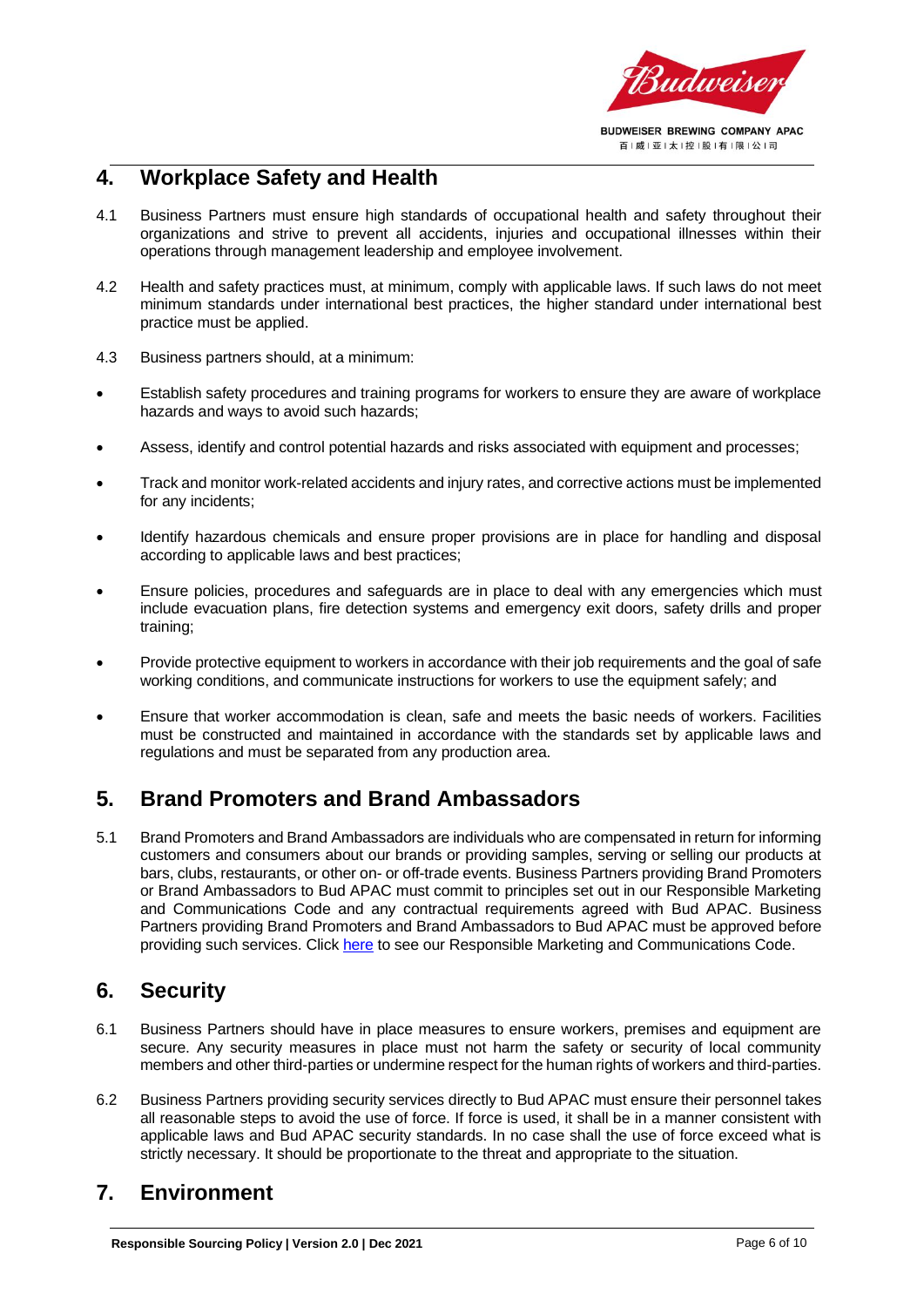## 4. Workplace Safety and Health

4.1 Business Partners must ensure high standards of occupational health and safety throughout their organizations and strive to prevent all accidents, injuries and occupational illnesses within their operations through management leadership and employee involvement.

4.2 Health and safety practices must, at minimum, comply with applicable laws. If such laws do not meet minimum standards under international best practices, the higher standard under international best practice must be applied.

4.3 Business partners should, at a minimum:

- Establish safety procedures and training programs for workers to ensure they are aware of workplace hazards and ways to avoid such hazards;
- Assess, identify and control potential hazards and risks associated with equipment and processes;
- Track and monitor work-related accidents and injury rates, and corrective actions must be implemented for any incidents;
- Identify hazardous chemicals and ensure proper provisions are in place for handling and disposal according to applicable laws and best practices;
- Ensure policies, procedures and safeguards are in place to deal with any emergencies which must include evacuation plans, fire detection systems and emergency exit doors, safety drills and proper training;
- Provide protective equipment to workers in accordance with their job requirements and the goal of safe working conditions, and communicate instructions for workers to use the equipment safely; and
- Ensure that worker accommodation is clean, safe and meets the basic needs of workers. Facilities must be constructed and maintained in accordance with the standards set by applicable laws and regulations and must be separated from any production area.

## 5. Brand Promoters and Brand Ambassadors

5.1 Brand Promoters and Brand Ambassadors are individuals who are compensated in return for informing customers and consumers about our brands or providing samples, serving or selling our products at bars, clubs, restaurants, or other on- or off-trade events. Business Partners providing Brand Promoters or Brand Ambassadors to Bud APAC must commit to principles set out in our Responsible Marketing and Communications Code and any contractual requirements agreed with Bud APAC. Business Partners providing Brand Promoters and Brand Ambassadors to Bud APAC must be approved before providing such services. Click here to see our Responsible Marketing and Communications Code.

## 6. Security

6.1 Business Partners should have in place measures to ensure workers, premises and equipment are secure. Any security measures in place must not harm the safety or security of local community members and other third-parties or undermine respect for the human rights of workers and third-parties.

6.2 Business Partners providing security services directly to Bud APAC must ensure their personnel takes all reasonable steps to avoid the use of force. If force is used, it shall be in a manner consistent with applicable laws and Bud APAC security standards. In no case shall the use of force exceed what is strictly necessary. It should be proportionate to the threat and appropriate to the situation.

## 7. Environment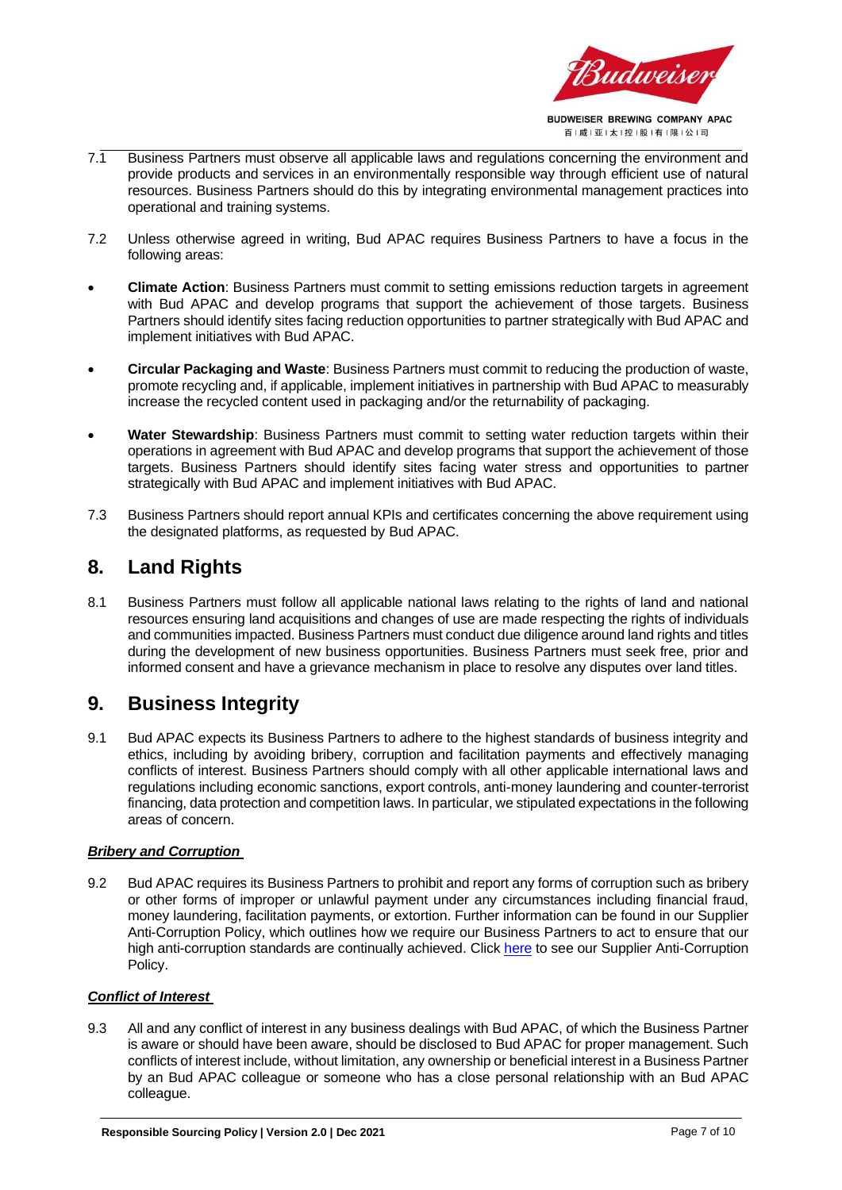7.1 Business Partners must observe all applicable laws and regulations concerning the environment and provide products and services in an environmentally responsible way through efficient use of natural resources. Business Partners should do this by integrating environmental management practices into operational and training systems.

7.2 Unless otherwise agreed in writing, Bud APAC requires Business Partners to have a focus in the following areas:

- **Climate Action**: Business Partners must commit to setting emissions reduction targets in agreement with Bud APAC and develop programs that support the achievement of those targets. Business Partners should identify sites facing reduction opportunities to partner strategically with Bud APAC and implement initiatives with Bud APAC.
- **Circular Packaging and Waste**: Business Partners must commit to reducing the production of waste, promote recycling and, if applicable, implement initiatives in partnership with Bud APAC to measurably increase the recycled content used in packaging and/or the returnability of packaging.
- **Water Stewardship**: Business Partners must commit to setting water reduction targets within their operations in agreement with Bud APAC and develop programs that support the achievement of those targets. Business Partners should identify sites facing water stress and opportunities to partner strategically with Bud APAC and implement initiatives with Bud APAC.

7.3 Business Partners should report annual KPIs and certificates concerning the above requirement using the designated platforms, as requested by Bud APAC.

## 8. Land Rights

8.1 Business Partners must follow all applicable national laws relating to the rights of land and national resources ensuring land acquisitions and changes of use are made respecting the rights of individuals and communities impacted. Business Partners must conduct due diligence around land rights and titles during the development of new business opportunities. Business Partners must seek free, prior and informed consent and have a grievance mechanism in place to resolve any disputes over land titles.

## 9. Business Integrity

9.1 Bud APAC expects its Business Partners to adhere to the highest standards of business integrity and ethics, including by avoiding bribery, corruption and facilitation payments and effectively managing conflicts of interest. Business Partners should comply with all other applicable international laws and regulations including economic sanctions, export controls, anti-money laundering and counter-terrorist financing, data protection and competition laws. In particular, we stipulated expectations in the following areas of concern.

***Bribery and Corruption***

9.2 Bud APAC requires its Business Partners to prohibit and report any forms of corruption such as bribery or other forms of improper or unlawful payment under any circumstances including financial fraud, money laundering, facilitation payments, or extortion. Further information can be found in our Supplier Anti-Corruption Policy, which outlines how we require our Business Partners to act to ensure that our high anti-corruption standards are continually achieved. Click here to see our Supplier Anti-Corruption Policy.

***Conflict of Interest***

9.3 All and any conflict of interest in any business dealings with Bud APAC, of which the Business Partner is aware or should have been aware, should be disclosed to Bud APAC for proper management. Such conflicts of interest include, without limitation, any ownership or beneficial interest in a Business Partner by an Bud APAC colleague or someone who has a close personal relationship with an Bud APAC colleague.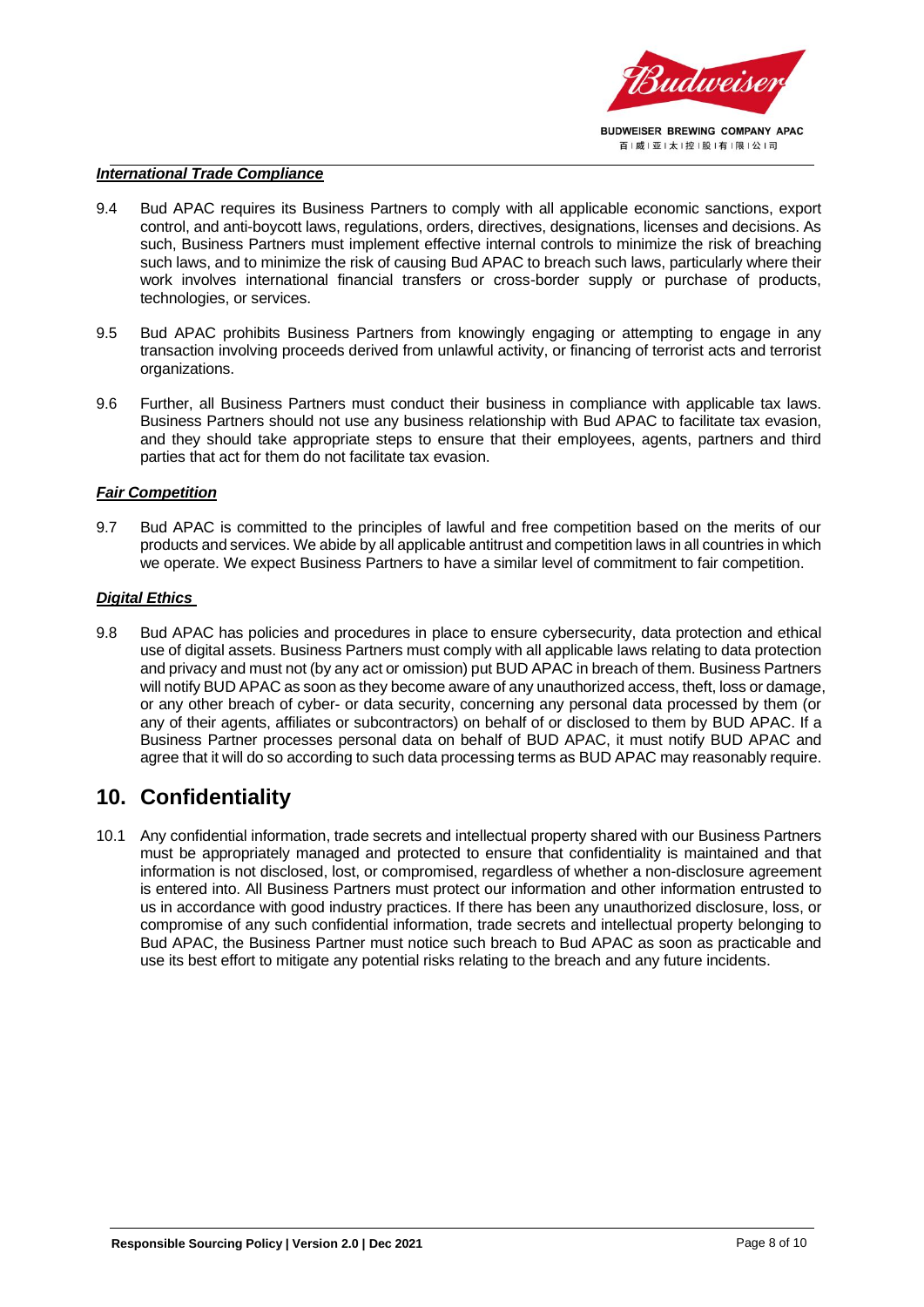***International Trade Compliance***

9.4 Bud APAC requires its Business Partners to comply with all applicable economic sanctions, export control, and anti-boycott laws, regulations, orders, directives, designations, licenses and decisions. As such, Business Partners must implement effective internal controls to minimize the risk of breaching such laws, and to minimize the risk of causing Bud APAC to breach such laws, particularly where their work involves international financial transfers or cross-border supply or purchase of products, technologies, or services.

9.5 Bud APAC prohibits Business Partners from knowingly engaging or attempting to engage in any transaction involving proceeds derived from unlawful activity, or financing of terrorist acts and terrorist organizations.

9.6 Further, all Business Partners must conduct their business in compliance with applicable tax laws. Business Partners should not use any business relationship with Bud APAC to facilitate tax evasion, and they should take appropriate steps to ensure that their employees, agents, partners and third parties that act for them do not facilitate tax evasion.

***Fair Competition***

9.7 Bud APAC is committed to the principles of lawful and free competition based on the merits of our products and services. We abide by all applicable antitrust and competition laws in all countries in which we operate. We expect Business Partners to have a similar level of commitment to fair competition.

***Digital Ethics***

9.8 Bud APAC has policies and procedures in place to ensure cybersecurity, data protection and ethical use of digital assets. Business Partners must comply with all applicable laws relating to data protection and privacy and must not (by any act or omission) put BUD APAC in breach of them. Business Partners will notify BUD APAC as soon as they become aware of any unauthorized access, theft, loss or damage, or any other breach of cyber- or data security, concerning any personal data processed by them (or any of their agents, affiliates or subcontractors) on behalf of or disclosed to them by BUD APAC. If a Business Partner processes personal data on behalf of BUD APAC, it must notify BUD APAC and agree that it will do so according to such data processing terms as BUD APAC may reasonably require.

## 10. Confidentiality

10.1 Any confidential information, trade secrets and intellectual property shared with our Business Partners must be appropriately managed and protected to ensure that confidentiality is maintained and that information is not disclosed, lost, or compromised, regardless of whether a non-disclosure agreement is entered into. All Business Partners must protect our information and other information entrusted to us in accordance with good industry practices. If there has been any unauthorized disclosure, loss, or compromise of any such confidential information, trade secrets and intellectual property belonging to Bud APAC, the Business Partner must notice such breach to Bud APAC as soon as practicable and use its best effort to mitigate any potential risks relating to the breach and any future incidents.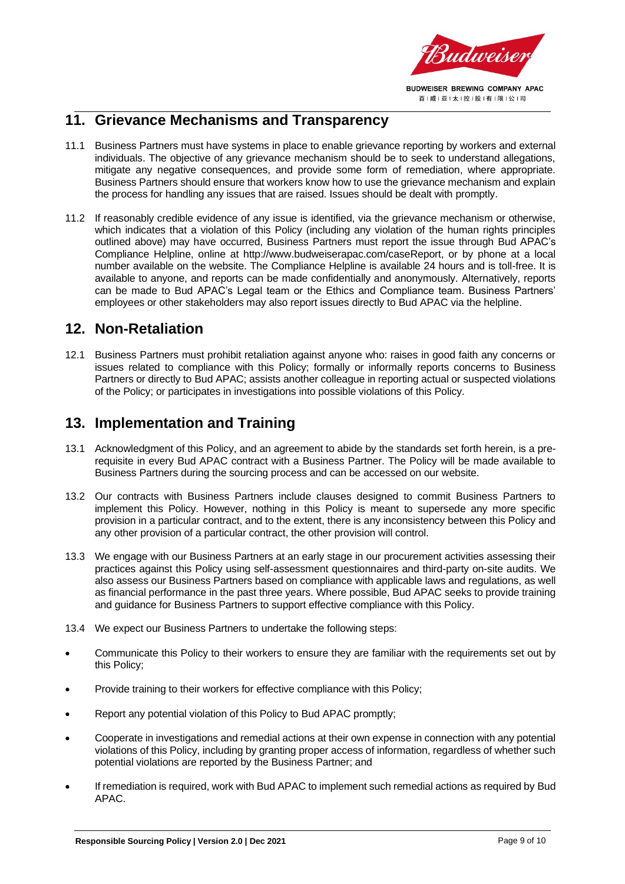## 11. Grievance Mechanisms and Transparency

11.1 Business Partners must have systems in place to enable grievance reporting by workers and external individuals. The objective of any grievance mechanism should be to seek to understand allegations, mitigate any negative consequences, and provide some form of remediation, where appropriate. Business Partners should ensure that workers know how to use the grievance mechanism and explain the process for handling any issues that are raised. Issues should be dealt with promptly.

11.2 If reasonably credible evidence of any issue is identified, via the grievance mechanism or otherwise, which indicates that a violation of this Policy (including any violation of the human rights principles outlined above) may have occurred, Business Partners must report the issue through Bud APAC's Compliance Helpline, online at http://www.budweiserapac.com/caseReport, or by phone at a local number available on the website. The Compliance Helpline is available 24 hours and is toll-free. It is available to anyone, and reports can be made confidentially and anonymously. Alternatively, reports can be made to Bud APAC's Legal team or the Ethics and Compliance team. Business Partners' employees or other stakeholders may also report issues directly to Bud APAC via the helpline.

## 12. Non-Retaliation

12.1 Business Partners must prohibit retaliation against anyone who: raises in good faith any concerns or issues related to compliance with this Policy; formally or informally reports concerns to Business Partners or directly to Bud APAC; assists another colleague in reporting actual or suspected violations of the Policy; or participates in investigations into possible violations of this Policy.

## 13. Implementation and Training

13.1 Acknowledgment of this Policy, and an agreement to abide by the standards set forth herein, is a pre-requisite in every Bud APAC contract with a Business Partner. The Policy will be made available to Business Partners during the sourcing process and can be accessed on our website.

13.2 Our contracts with Business Partners include clauses designed to commit Business Partners to implement this Policy. However, nothing in this Policy is meant to supersede any more specific provision in a particular contract, and to the extent, there is any inconsistency between this Policy and any other provision of a particular contract, the other provision will control.

13.3 We engage with our Business Partners at an early stage in our procurement activities assessing their practices against this Policy using self-assessment questionnaires and third-party on-site audits. We also assess our Business Partners based on compliance with applicable laws and regulations, as well as financial performance in the past three years. Where possible, Bud APAC seeks to provide training and guidance for Business Partners to support effective compliance with this Policy.

13.4 We expect our Business Partners to undertake the following steps:

- Communicate this Policy to their workers to ensure they are familiar with the requirements set out by this Policy;
- Provide training to their workers for effective compliance with this Policy;
- Report any potential violation of this Policy to Bud APAC promptly;
- Cooperate in investigations and remedial actions at their own expense in connection with any potential violations of this Policy, including by granting proper access of information, regardless of whether such potential violations are reported by the Business Partner; and
- If remediation is required, work with Bud APAC to implement such remedial actions as required by Bud APAC.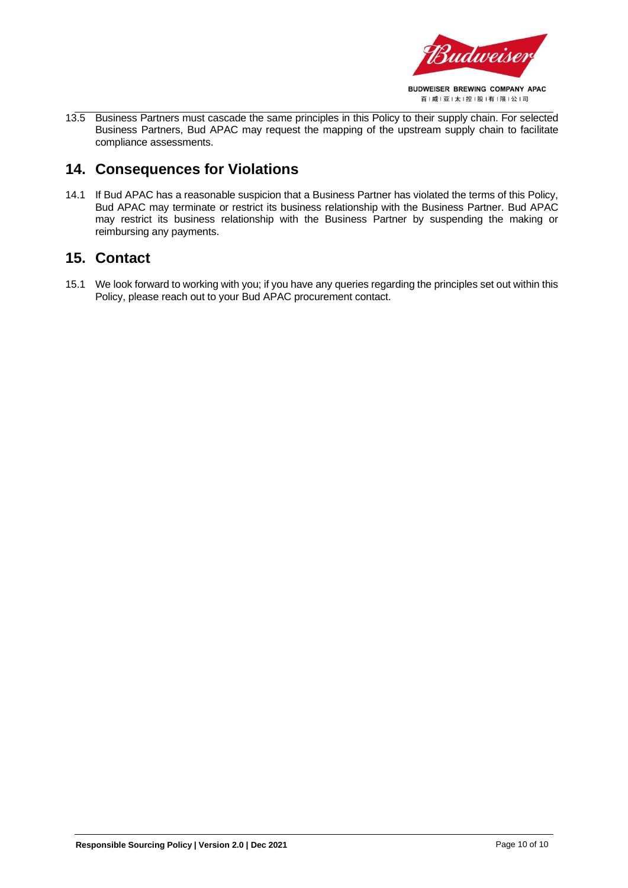13.5 Business Partners must cascade the same principles in this Policy to their supply chain. For selected Business Partners, Bud APAC may request the mapping of the upstream supply chain to facilitate compliance assessments.

## 14. Consequences for Violations

14.1 If Bud APAC has a reasonable suspicion that a Business Partner has violated the terms of this Policy, Bud APAC may terminate or restrict its business relationship with the Business Partner. Bud APAC may restrict its business relationship with the Business Partner by suspending the making or reimbursing any payments.

## 15. Contact

15.1 We look forward to working with you; if you have any queries regarding the principles set out within this Policy, please reach out to your Bud APAC procurement contact.